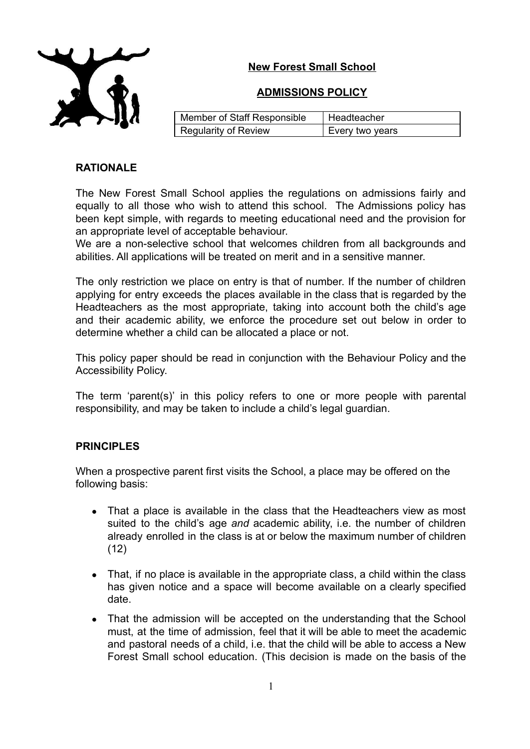# New Forest Small School

## ADMISSIONS POLICY

| Member of Staff Responsible | Headteacher |
|---|---|
| Regularity of Review | Every two years |

### RATIONALE

The New Forest Small School applies the regulations on admissions fairly and equally to all those who wish to attend this school. The Admissions policy has been kept simple, with regards to meeting educational need and the provision for an appropriate level of acceptable behaviour.
We are a non-selective school that welcomes children from all backgrounds and abilities. All applications will be treated on merit and in a sensitive manner.

The only restriction we place on entry is that of number. If the number of children applying for entry exceeds the places available in the class that is regarded by the Headteachers as the most appropriate, taking into account both the child's age and their academic ability, we enforce the procedure set out below in order to determine whether a child can be allocated a place or not.

This policy paper should be read in conjunction with the Behaviour Policy and the Accessibility Policy.

The term 'parent(s)' in this policy refers to one or more people with parental responsibility, and may be taken to include a child's legal guardian.

### PRINCIPLES

When a prospective parent first visits the School, a place may be offered on the following basis:

- That a place is available in the class that the Headteachers view as most suited to the child's age *and* academic ability, i.e. the number of children already enrolled in the class is at or below the maximum number of children (12)
- That, if no place is available in the appropriate class, a child within the class has given notice and a space will become available on a clearly specified date.
- That the admission will be accepted on the understanding that the School must, at the time of admission, feel that it will be able to meet the academic and pastoral needs of a child, i.e. that the child will be able to access a New Forest Small school education. (This decision is made on the basis of the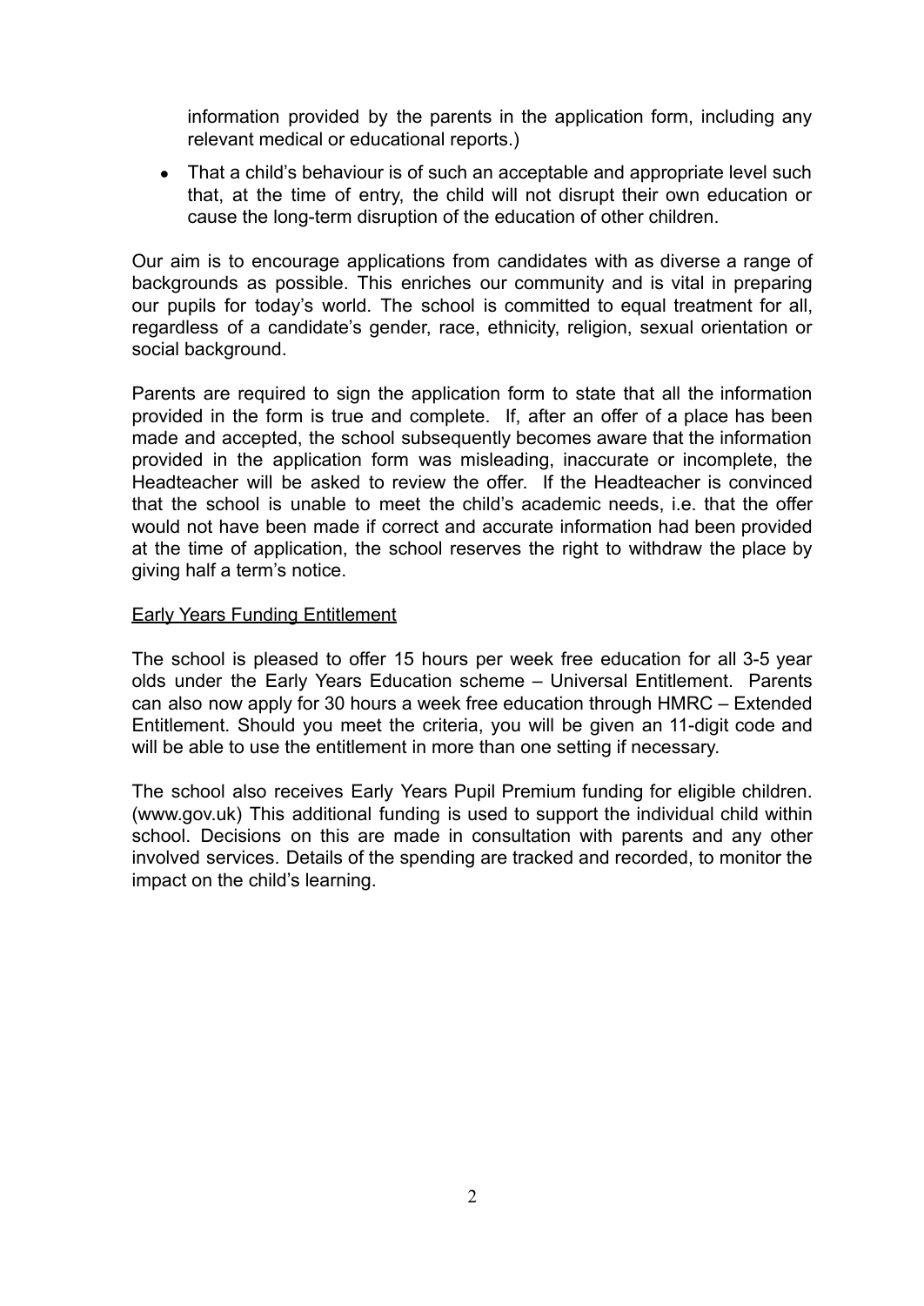information provided by the parents in the application form, including any relevant medical or educational reports.)

- That a child's behaviour is of such an acceptable and appropriate level such that, at the time of entry, the child will not disrupt their own education or cause the long-term disruption of the education of other children.

Our aim is to encourage applications from candidates with as diverse a range of backgrounds as possible. This enriches our community and is vital in preparing our pupils for today's world. The school is committed to equal treatment for all, regardless of a candidate's gender, race, ethnicity, religion, sexual orientation or social background.

Parents are required to sign the application form to state that all the information provided in the form is true and complete. If, after an offer of a place has been made and accepted, the school subsequently becomes aware that the information provided in the application form was misleading, inaccurate or incomplete, the Headteacher will be asked to review the offer. If the Headteacher is convinced that the school is unable to meet the child's academic needs, i.e. that the offer would not have been made if correct and accurate information had been provided at the time of application, the school reserves the right to withdraw the place by giving half a term's notice.

<u>Early Years Funding Entitlement</u>

The school is pleased to offer 15 hours per week free education for all 3-5 year olds under the Early Years Education scheme – Universal Entitlement. Parents can also now apply for 30 hours a week free education through HMRC – Extended Entitlement. Should you meet the criteria, you will be given an 11-digit code and will be able to use the entitlement in more than one setting if necessary.

The school also receives Early Years Pupil Premium funding for eligible children. (www.gov.uk) This additional funding is used to support the individual child within school. Decisions on this are made in consultation with parents and any other involved services. Details of the spending are tracked and recorded, to monitor the impact on the child's learning.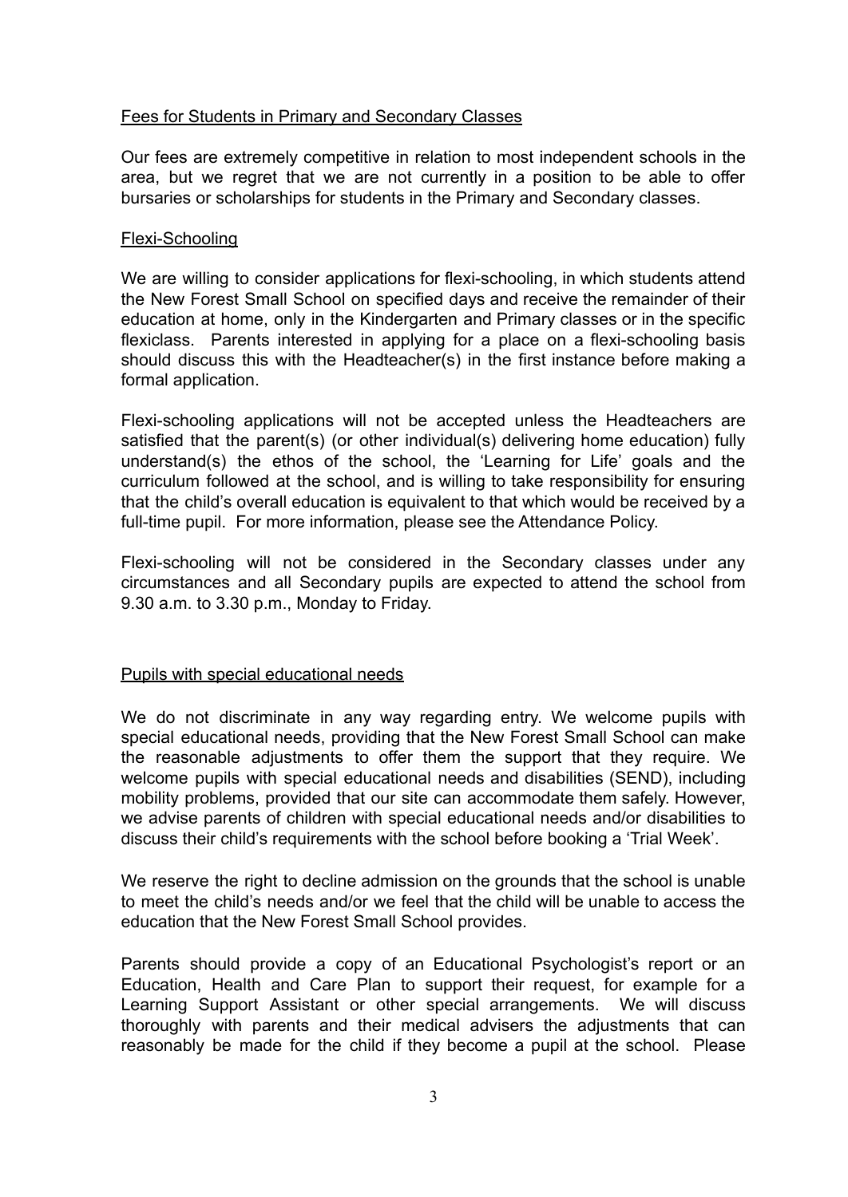## Fees for Students in Primary and Secondary Classes

Our fees are extremely competitive in relation to most independent schools in the area, but we regret that we are not currently in a position to be able to offer bursaries or scholarships for students in the Primary and Secondary classes.

## Flexi-Schooling

We are willing to consider applications for flexi-schooling, in which students attend the New Forest Small School on specified days and receive the remainder of their education at home, only in the Kindergarten and Primary classes or in the specific flexiclass. Parents interested in applying for a place on a flexi-schooling basis should discuss this with the Headteacher(s) in the first instance before making a formal application.

Flexi-schooling applications will not be accepted unless the Headteachers are satisfied that the parent(s) (or other individual(s) delivering home education) fully understand(s) the ethos of the school, the 'Learning for Life' goals and the curriculum followed at the school, and is willing to take responsibility for ensuring that the child's overall education is equivalent to that which would be received by a full-time pupil. For more information, please see the Attendance Policy.

Flexi-schooling will not be considered in the Secondary classes under any circumstances and all Secondary pupils are expected to attend the school from 9.30 a.m. to 3.30 p.m., Monday to Friday.

## Pupils with special educational needs

We do not discriminate in any way regarding entry. We welcome pupils with special educational needs, providing that the New Forest Small School can make the reasonable adjustments to offer them the support that they require. We welcome pupils with special educational needs and disabilities (SEND), including mobility problems, provided that our site can accommodate them safely. However, we advise parents of children with special educational needs and/or disabilities to discuss their child's requirements with the school before booking a 'Trial Week'.

We reserve the right to decline admission on the grounds that the school is unable to meet the child's needs and/or we feel that the child will be unable to access the education that the New Forest Small School provides.

Parents should provide a copy of an Educational Psychologist's report or an Education, Health and Care Plan to support their request, for example for a Learning Support Assistant or other special arrangements. We will discuss thoroughly with parents and their medical advisers the adjustments that can reasonably be made for the child if they become a pupil at the school. Please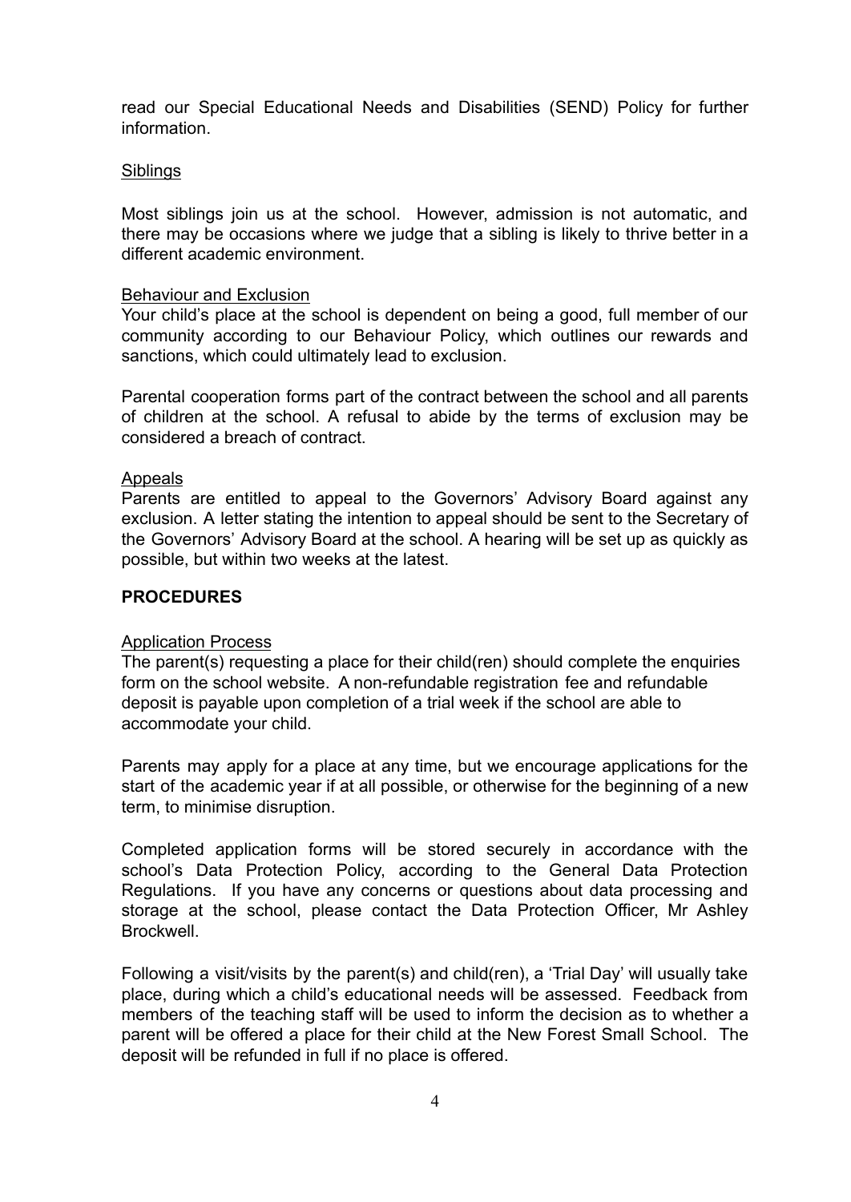read our Special Educational Needs and Disabilities (SEND) Policy for further information.

Siblings

Most siblings join us at the school. However, admission is not automatic, and there may be occasions where we judge that a sibling is likely to thrive better in a different academic environment.

Behaviour and Exclusion

Your child's place at the school is dependent on being a good, full member of our community according to our Behaviour Policy, which outlines our rewards and sanctions, which could ultimately lead to exclusion.

Parental cooperation forms part of the contract between the school and all parents of children at the school. A refusal to abide by the terms of exclusion may be considered a breach of contract.

Appeals

Parents are entitled to appeal to the Governors' Advisory Board against any exclusion. A letter stating the intention to appeal should be sent to the Secretary of the Governors' Advisory Board at the school. A hearing will be set up as quickly as possible, but within two weeks at the latest.

## PROCEDURES

Application Process

The parent(s) requesting a place for their child(ren) should complete the enquiries form on the school website. A non-refundable registration fee and refundable deposit is payable upon completion of a trial week if the school are able to accommodate your child.

Parents may apply for a place at any time, but we encourage applications for the start of the academic year if at all possible, or otherwise for the beginning of a new term, to minimise disruption.

Completed application forms will be stored securely in accordance with the school's Data Protection Policy, according to the General Data Protection Regulations. If you have any concerns or questions about data processing and storage at the school, please contact the Data Protection Officer, Mr Ashley Brockwell.

Following a visit/visits by the parent(s) and child(ren), a 'Trial Day' will usually take place, during which a child's educational needs will be assessed. Feedback from members of the teaching staff will be used to inform the decision as to whether a parent will be offered a place for their child at the New Forest Small School. The deposit will be refunded in full if no place is offered.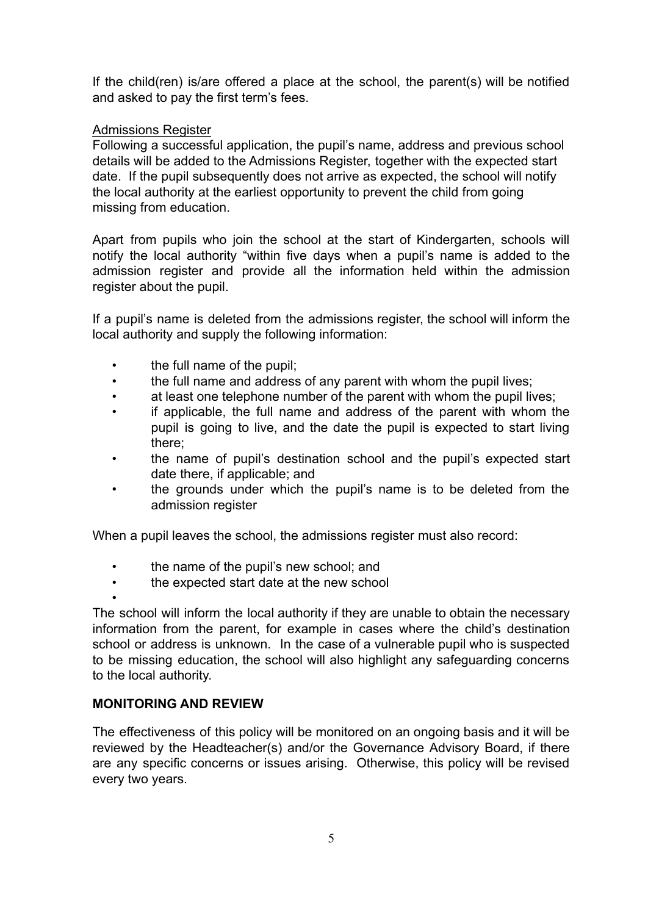If the child(ren) is/are offered a place at the school, the parent(s) will be notified and asked to pay the first term's fees.

Admissions Register

Following a successful application, the pupil's name, address and previous school details will be added to the Admissions Register, together with the expected start date. If the pupil subsequently does not arrive as expected, the school will notify the local authority at the earliest opportunity to prevent the child from going missing from education.

Apart from pupils who join the school at the start of Kindergarten, schools will notify the local authority "within five days when a pupil's name is added to the admission register and provide all the information held within the admission register about the pupil.

If a pupil's name is deleted from the admissions register, the school will inform the local authority and supply the following information:

- the full name of the pupil;
- the full name and address of any parent with whom the pupil lives;
- at least one telephone number of the parent with whom the pupil lives;
- if applicable, the full name and address of the parent with whom the pupil is going to live, and the date the pupil is expected to start living there;
- the name of pupil's destination school and the pupil's expected start date there, if applicable; and
- the grounds under which the pupil's name is to be deleted from the admission register

When a pupil leaves the school, the admissions register must also record:

- the name of the pupil's new school; and
- the expected start date at the new school

The school will inform the local authority if they are unable to obtain the necessary information from the parent, for example in cases where the child's destination school or address is unknown. In the case of a vulnerable pupil who is suspected to be missing education, the school will also highlight any safeguarding concerns to the local authority.

**MONITORING AND REVIEW**

The effectiveness of this policy will be monitored on an ongoing basis and it will be reviewed by the Headteacher(s) and/or the Governance Advisory Board, if there are any specific concerns or issues arising. Otherwise, this policy will be revised every two years.